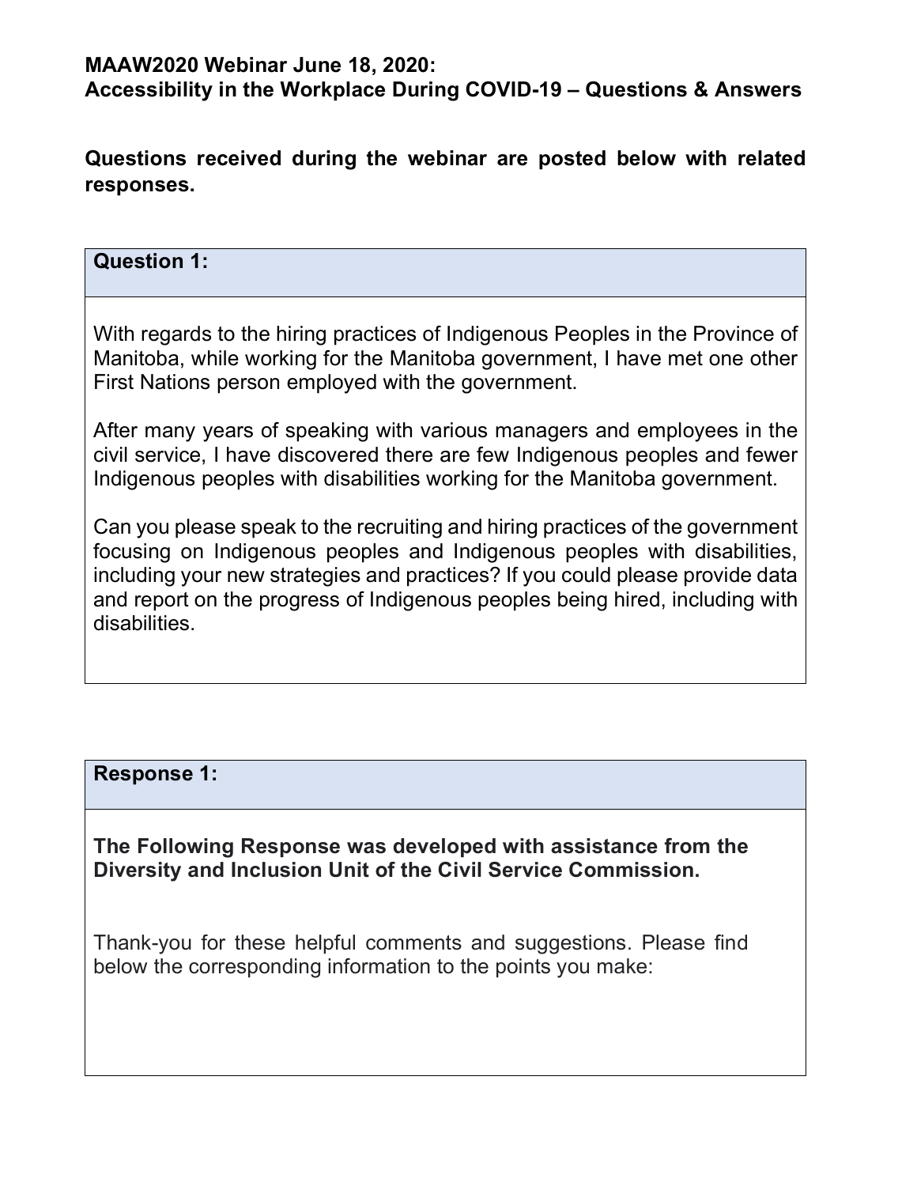**MAAW2020 Webinar June 18, 2020:**
**Accessibility in the Workplace During COVID-19 – Questions & Answers**

**Questions received during the webinar are posted below with related responses.**

| **Question 1:** |
| --- |
| With regards to the hiring practices of Indigenous Peoples in the Province of Manitoba, while working for the Manitoba government, I have met one other First Nations person employed with the government.<br><br>After many years of speaking with various managers and employees in the civil service, I have discovered there are few Indigenous peoples and fewer Indigenous peoples with disabilities working for the Manitoba government.<br><br>Can you please speak to the recruiting and hiring practices of the government focusing on Indigenous peoples and Indigenous peoples with disabilities, including your new strategies and practices? If you could please provide data and report on the progress of Indigenous peoples being hired, including with disabilities. |

| **Response 1:** |
| --- |
| **The Following Response was developed with assistance from the Diversity and Inclusion Unit of the Civil Service Commission.**<br><br>Thank-you for these helpful comments and suggestions. Please find below the corresponding information to the points you make: |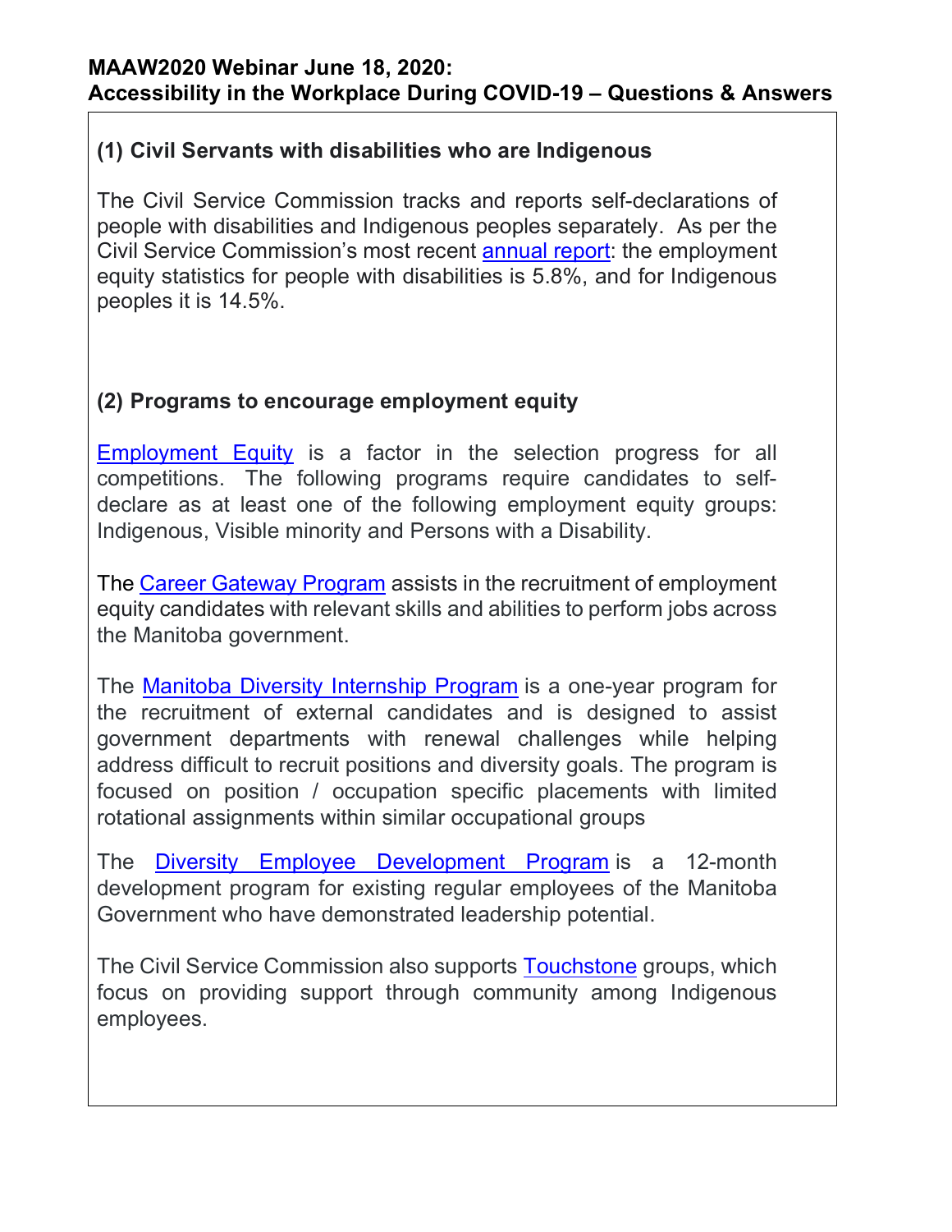**MAAW2020 Webinar June 18, 2020:**
**Accessibility in the Workplace During COVID-19 – Questions & Answers**

### (1) Civil Servants with disabilities who are Indigenous

The Civil Service Commission tracks and reports self-declarations of people with disabilities and Indigenous peoples separately. As per the Civil Service Commission's most recent annual report: the employment equity statistics for people with disabilities is 5.8%, and for Indigenous peoples it is 14.5%.

### (2) Programs to encourage employment equity

Employment Equity is a factor in the selection progress for all competitions. The following programs require candidates to self-declare as at least one of the following employment equity groups: Indigenous, Visible minority and Persons with a Disability.

The Career Gateway Program assists in the recruitment of employment equity candidates with relevant skills and abilities to perform jobs across the Manitoba government.

The Manitoba Diversity Internship Program is a one-year program for the recruitment of external candidates and is designed to assist government departments with renewal challenges while helping address difficult to recruit positions and diversity goals. The program is focused on position / occupation specific placements with limited rotational assignments within similar occupational groups

The Diversity Employee Development Program is a 12-month development program for existing regular employees of the Manitoba Government who have demonstrated leadership potential.

The Civil Service Commission also supports Touchstone groups, which focus on providing support through community among Indigenous employees.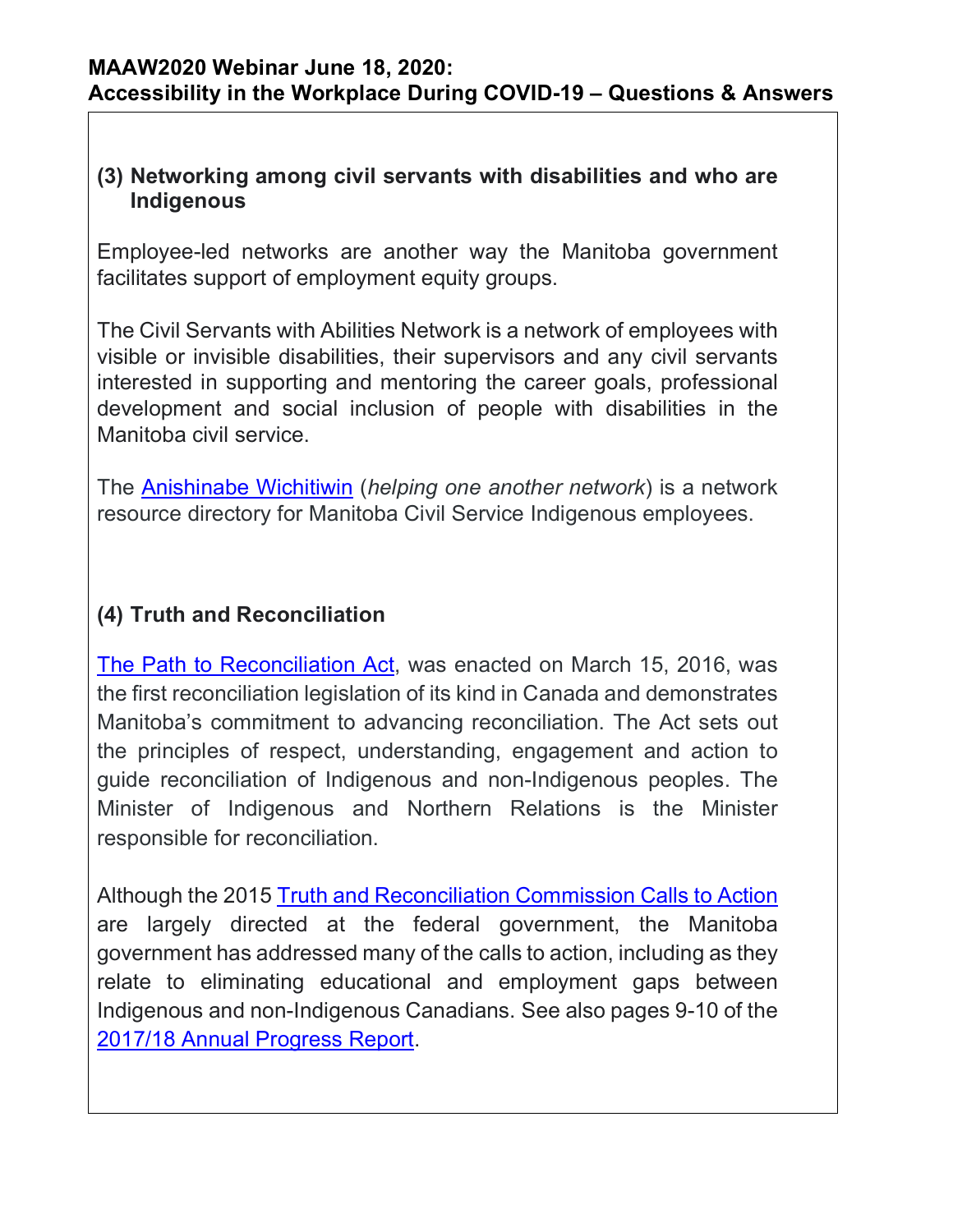### (3) Networking among civil servants with disabilities and who are Indigenous

Employee-led networks are another way the Manitoba government facilitates support of employment equity groups.

The Civil Servants with Abilities Network is a network of employees with visible or invisible disabilities, their supervisors and any civil servants interested in supporting and mentoring the career goals, professional development and social inclusion of people with disabilities in the Manitoba civil service.

The Anishinabe Wichitiwin (*helping one another network*) is a network resource directory for Manitoba Civil Service Indigenous employees.

### (4) Truth and Reconciliation

The Path to Reconciliation Act, was enacted on March 15, 2016, was the first reconciliation legislation of its kind in Canada and demonstrates Manitoba's commitment to advancing reconciliation. The Act sets out the principles of respect, understanding, engagement and action to guide reconciliation of Indigenous and non-Indigenous peoples. The Minister of Indigenous and Northern Relations is the Minister responsible for reconciliation.

Although the 2015 Truth and Reconciliation Commission Calls to Action are largely directed at the federal government, the Manitoba government has addressed many of the calls to action, including as they relate to eliminating educational and employment gaps between Indigenous and non-Indigenous Canadians. See also pages 9-10 of the 2017/18 Annual Progress Report.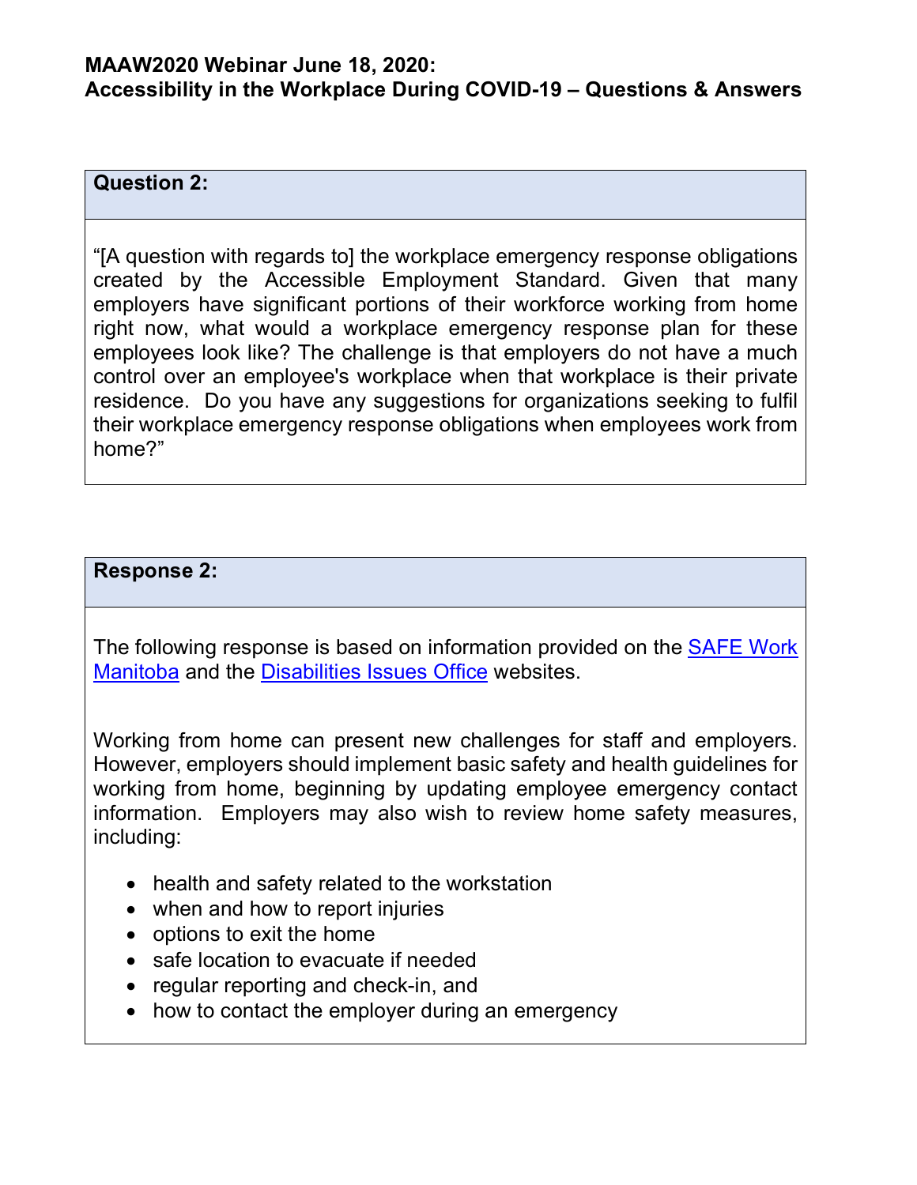**MAAW2020 Webinar June 18, 2020:**
**Accessibility in the Workplace During COVID-19 – Questions & Answers**

### Question 2:

"[A question with regards to] the workplace emergency response obligations created by the Accessible Employment Standard. Given that many employers have significant portions of their workforce working from home right now, what would a workplace emergency response plan for these employees look like? The challenge is that employers do not have a much control over an employee's workplace when that workplace is their private residence. Do you have any suggestions for organizations seeking to fulfil their workplace emergency response obligations when employees work from home?"

### Response 2:

The following response is based on information provided on the SAFE Work Manitoba and the Disabilities Issues Office websites.

Working from home can present new challenges for staff and employers. However, employers should implement basic safety and health guidelines for working from home, beginning by updating employee emergency contact information. Employers may also wish to review home safety measures, including:

- health and safety related to the workstation
- when and how to report injuries
- options to exit the home
- safe location to evacuate if needed
- regular reporting and check-in, and
- how to contact the employer during an emergency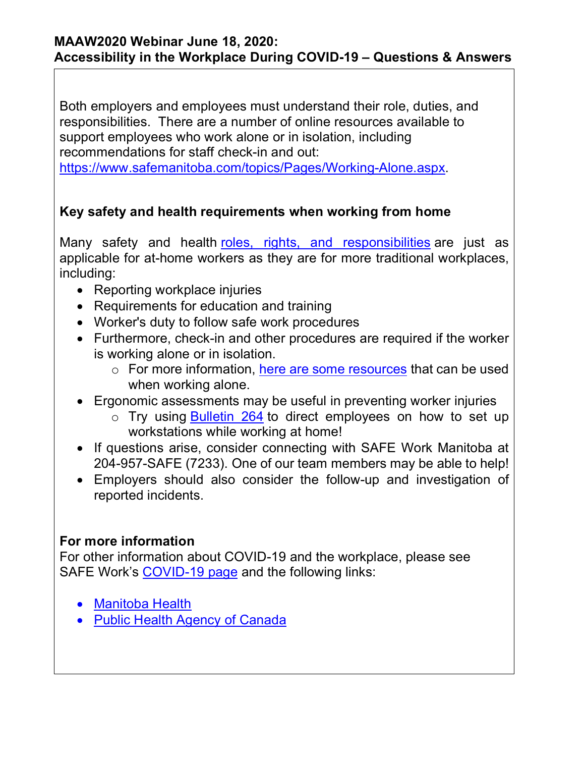Both employers and employees must understand their role, duties, and responsibilities. There are a number of online resources available to support employees who work alone or in isolation, including recommendations for staff check-in and out: https://www.safemanitoba.com/topics/Pages/Working-Alone.aspx.

**Key safety and health requirements when working from home**

Many safety and health roles, rights, and responsibilities are just as applicable for at-home workers as they are for more traditional workplaces, including:

- Reporting workplace injuries
- Requirements for education and training
- Worker's duty to follow safe work procedures
- Furthermore, check-in and other procedures are required if the worker is working alone or in isolation.
    - For more information, here are some resources that can be used when working alone.
- Ergonomic assessments may be useful in preventing worker injuries
    - Try using Bulletin 264 to direct employees on how to set up workstations while working at home!
- If questions arise, consider connecting with SAFE Work Manitoba at 204-957-SAFE (7233). One of our team members may be able to help!
- Employers should also consider the follow-up and investigation of reported incidents.

**For more information**

For other information about COVID-19 and the workplace, please see SAFE Work's COVID-19 page and the following links:

- Manitoba Health
- Public Health Agency of Canada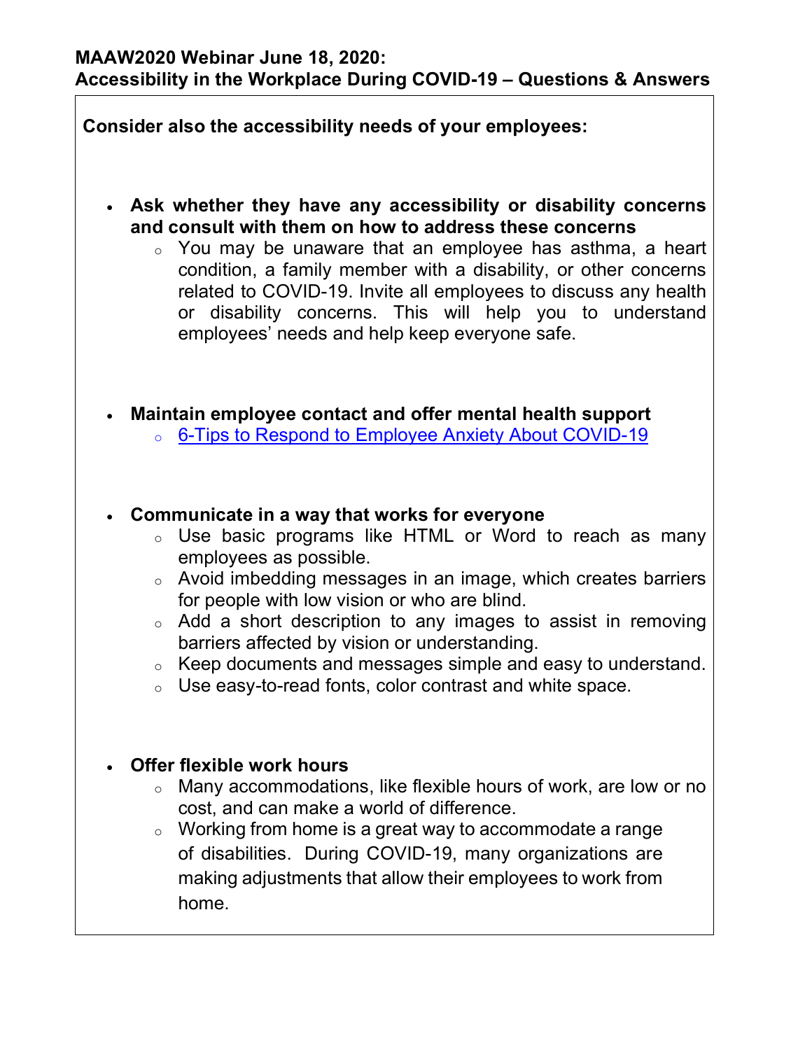**Consider also the accessibility needs of your employees:**

- **Ask whether they have any accessibility or disability concerns and consult with them on how to address these concerns**
  - You may be unaware that an employee has asthma, a heart condition, a family member with a disability, or other concerns related to COVID-19. Invite all employees to discuss any health or disability concerns. This will help you to understand employees' needs and help keep everyone safe.

- **Maintain employee contact and offer mental health support**
  - 6-Tips to Respond to Employee Anxiety About COVID-19

- **Communicate in a way that works for everyone**
  - Use basic programs like HTML or Word to reach as many employees as possible.
  - Avoid imbedding messages in an image, which creates barriers for people with low vision or who are blind.
  - Add a short description to any images to assist in removing barriers affected by vision or understanding.
  - Keep documents and messages simple and easy to understand.
  - Use easy-to-read fonts, color contrast and white space.

- **Offer flexible work hours**
  - Many accommodations, like flexible hours of work, are low or no cost, and can make a world of difference.
  - Working from home is a great way to accommodate a range of disabilities. During COVID-19, many organizations are making adjustments that allow their employees to work from home.